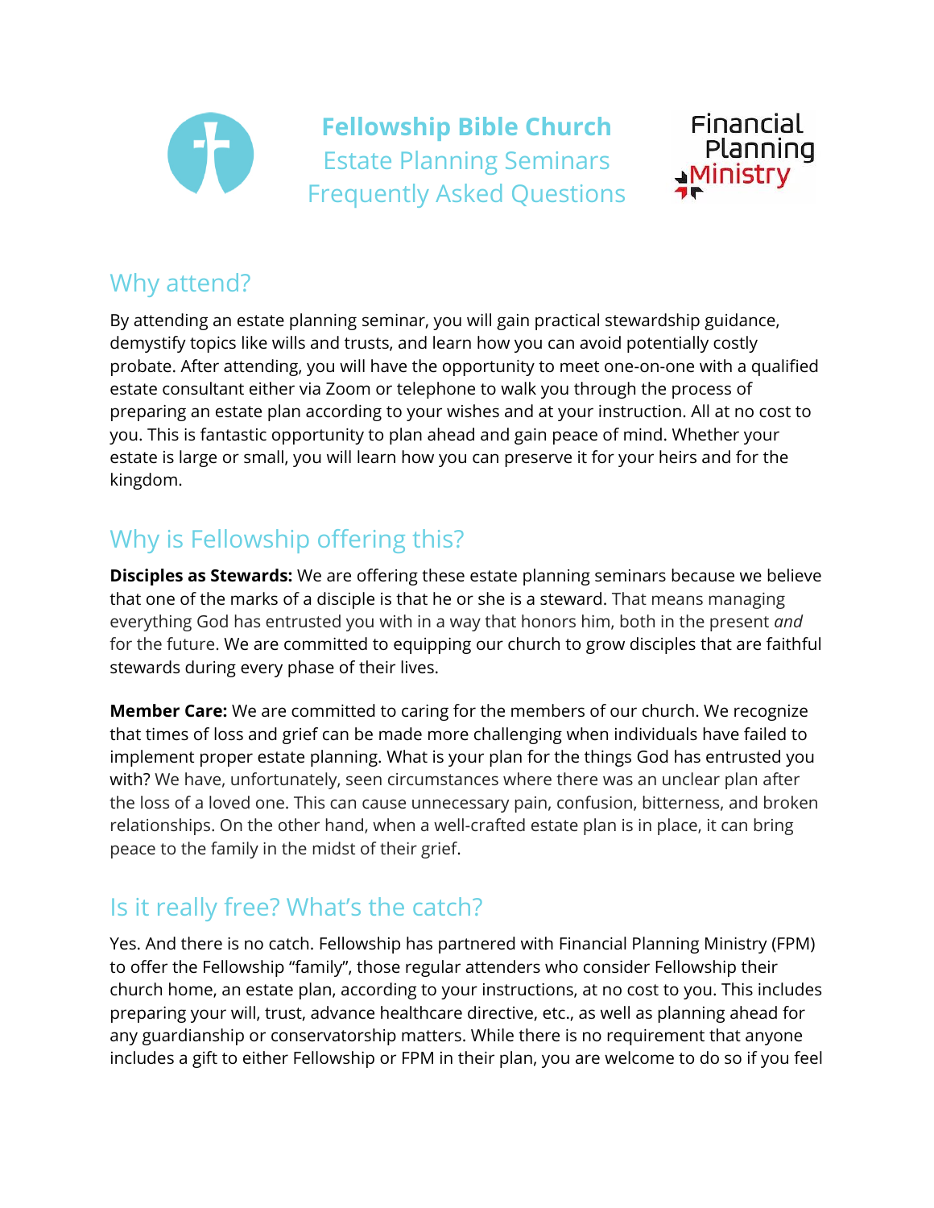# Fellowship Bible Church
Estate Planning Seminars
Frequently Asked Questions

Financial Planning Ministry

## Why attend?

By attending an estate planning seminar, you will gain practical stewardship guidance, demystify topics like wills and trusts, and learn how you can avoid potentially costly probate. After attending, you will have the opportunity to meet one-on-one with a qualified estate consultant either via Zoom or telephone to walk you through the process of preparing an estate plan according to your wishes and at your instruction. All at no cost to you. This is fantastic opportunity to plan ahead and gain peace of mind. Whether your estate is large or small, you will learn how you can preserve it for your heirs and for the kingdom.

## Why is Fellowship offering this?

**Disciples as Stewards:** We are offering these estate planning seminars because we believe that one of the marks of a disciple is that he or she is a steward. That means managing everything God has entrusted you with in a way that honors him, both in the present *and* for the future. We are committed to equipping our church to grow disciples that are faithful stewards during every phase of their lives.

**Member Care:** We are committed to caring for the members of our church. We recognize that times of loss and grief can be made more challenging when individuals have failed to implement proper estate planning. What is your plan for the things God has entrusted you with? We have, unfortunately, seen circumstances where there was an unclear plan after the loss of a loved one. This can cause unnecessary pain, confusion, bitterness, and broken relationships. On the other hand, when a well-crafted estate plan is in place, it can bring peace to the family in the midst of their grief.

## Is it really free? What's the catch?

Yes. And there is no catch. Fellowship has partnered with Financial Planning Ministry (FPM) to offer the Fellowship "family", those regular attenders who consider Fellowship their church home, an estate plan, according to your instructions, at no cost to you. This includes preparing your will, trust, advance healthcare directive, etc., as well as planning ahead for any guardianship or conservatorship matters. While there is no requirement that anyone includes a gift to either Fellowship or FPM in their plan, you are welcome to do so if you feel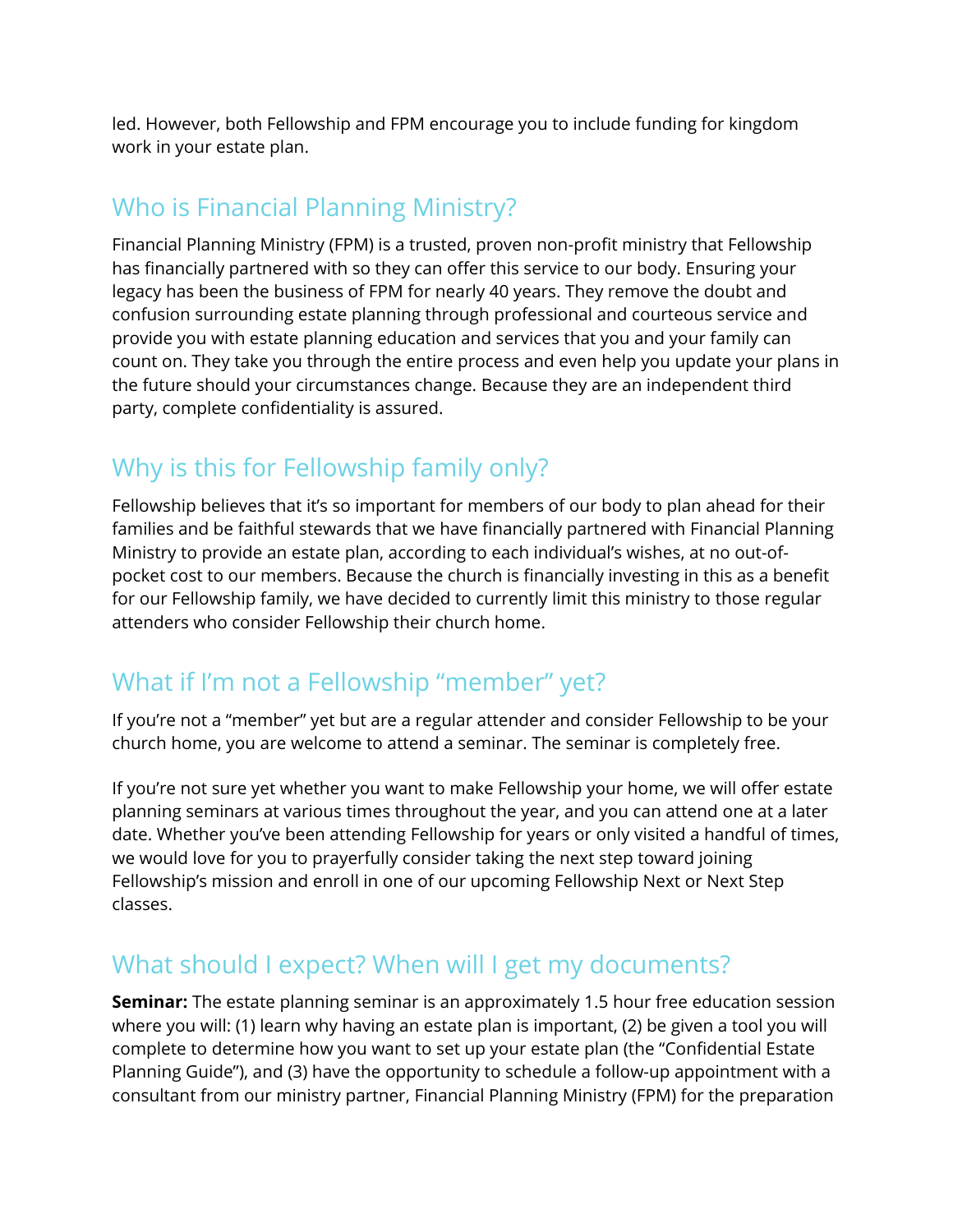led. However, both Fellowship and FPM encourage you to include funding for kingdom work in your estate plan.

## Who is Financial Planning Ministry?

Financial Planning Ministry (FPM) is a trusted, proven non-profit ministry that Fellowship has financially partnered with so they can offer this service to our body. Ensuring your legacy has been the business of FPM for nearly 40 years. They remove the doubt and confusion surrounding estate planning through professional and courteous service and provide you with estate planning education and services that you and your family can count on. They take you through the entire process and even help you update your plans in the future should your circumstances change. Because they are an independent third party, complete confidentiality is assured.

## Why is this for Fellowship family only?

Fellowship believes that it's so important for members of our body to plan ahead for their families and be faithful stewards that we have financially partnered with Financial Planning Ministry to provide an estate plan, according to each individual's wishes, at no out-of-pocket cost to our members. Because the church is financially investing in this as a benefit for our Fellowship family, we have decided to currently limit this ministry to those regular attenders who consider Fellowship their church home.

## What if I'm not a Fellowship "member" yet?

If you're not a "member" yet but are a regular attender and consider Fellowship to be your church home, you are welcome to attend a seminar. The seminar is completely free.

If you're not sure yet whether you want to make Fellowship your home, we will offer estate planning seminars at various times throughout the year, and you can attend one at a later date. Whether you've been attending Fellowship for years or only visited a handful of times, we would love for you to prayerfully consider taking the next step toward joining Fellowship's mission and enroll in one of our upcoming Fellowship Next or Next Step classes.

## What should I expect? When will I get my documents?

**Seminar:** The estate planning seminar is an approximately 1.5 hour free education session where you will: (1) learn why having an estate plan is important, (2) be given a tool you will complete to determine how you want to set up your estate plan (the "Confidential Estate Planning Guide"), and (3) have the opportunity to schedule a follow-up appointment with a consultant from our ministry partner, Financial Planning Ministry (FPM) for the preparation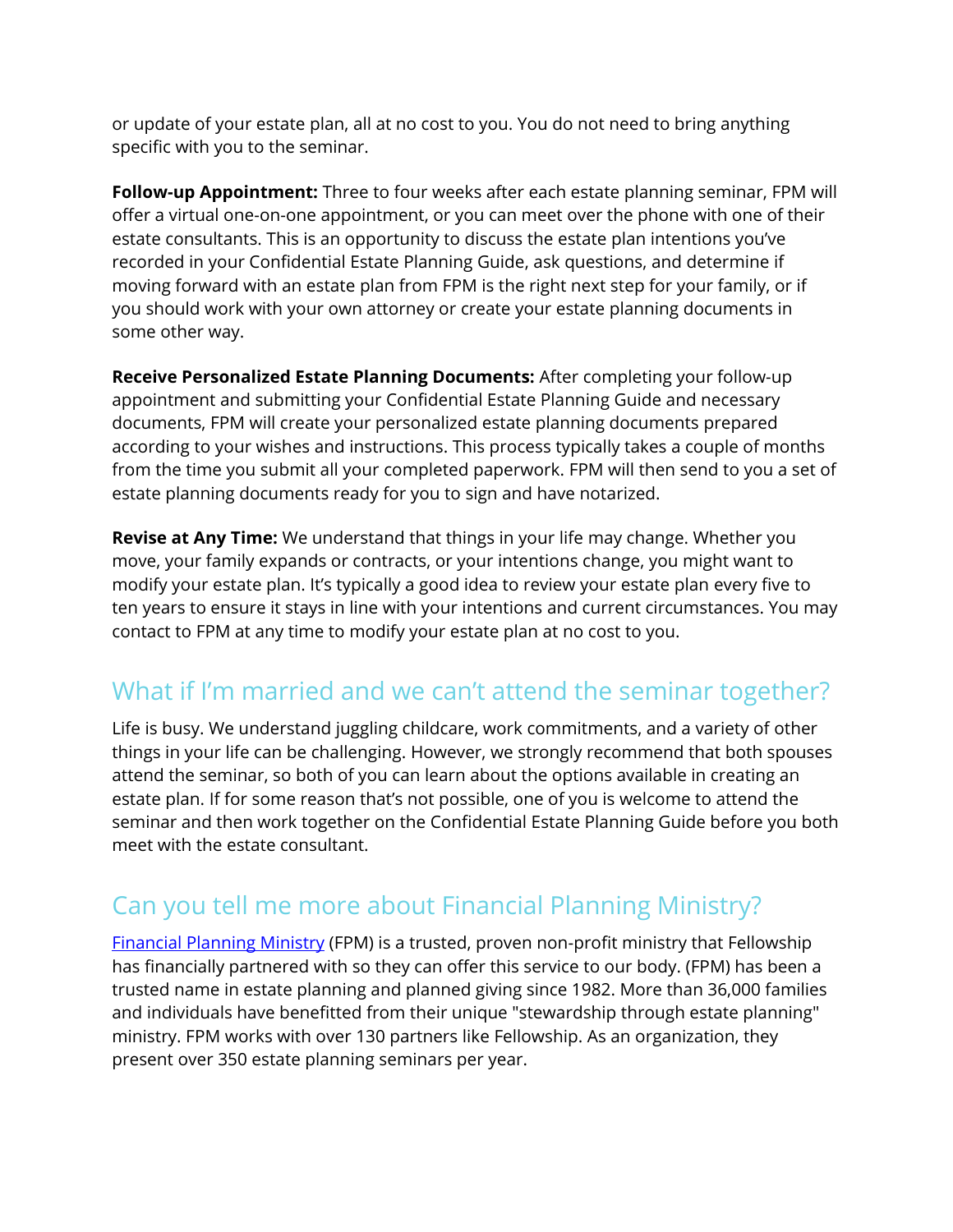or update of your estate plan, all at no cost to you. You do not need to bring anything specific with you to the seminar.

**Follow-up Appointment:** Three to four weeks after each estate planning seminar, FPM will offer a virtual one-on-one appointment, or you can meet over the phone with one of their estate consultants. This is an opportunity to discuss the estate plan intentions you've recorded in your Confidential Estate Planning Guide, ask questions, and determine if moving forward with an estate plan from FPM is the right next step for your family, or if you should work with your own attorney or create your estate planning documents in some other way.

**Receive Personalized Estate Planning Documents:** After completing your follow-up appointment and submitting your Confidential Estate Planning Guide and necessary documents, FPM will create your personalized estate planning documents prepared according to your wishes and instructions. This process typically takes a couple of months from the time you submit all your completed paperwork. FPM will then send to you a set of estate planning documents ready for you to sign and have notarized.

**Revise at Any Time:** We understand that things in your life may change. Whether you move, your family expands or contracts, or your intentions change, you might want to modify your estate plan. It's typically a good idea to review your estate plan every five to ten years to ensure it stays in line with your intentions and current circumstances. You may contact to FPM at any time to modify your estate plan at no cost to you.

## What if I'm married and we can't attend the seminar together?

Life is busy. We understand juggling childcare, work commitments, and a variety of other things in your life can be challenging. However, we strongly recommend that both spouses attend the seminar, so both of you can learn about the options available in creating an estate plan. If for some reason that's not possible, one of you is welcome to attend the seminar and then work together on the Confidential Estate Planning Guide before you both meet with the estate consultant.

## Can you tell me more about Financial Planning Ministry?

[Financial Planning Ministry](#) (FPM) is a trusted, proven non-profit ministry that Fellowship has financially partnered with so they can offer this service to our body. (FPM) has been a trusted name in estate planning and planned giving since 1982. More than 36,000 families and individuals have benefitted from their unique "stewardship through estate planning" ministry. FPM works with over 130 partners like Fellowship. As an organization, they present over 350 estate planning seminars per year.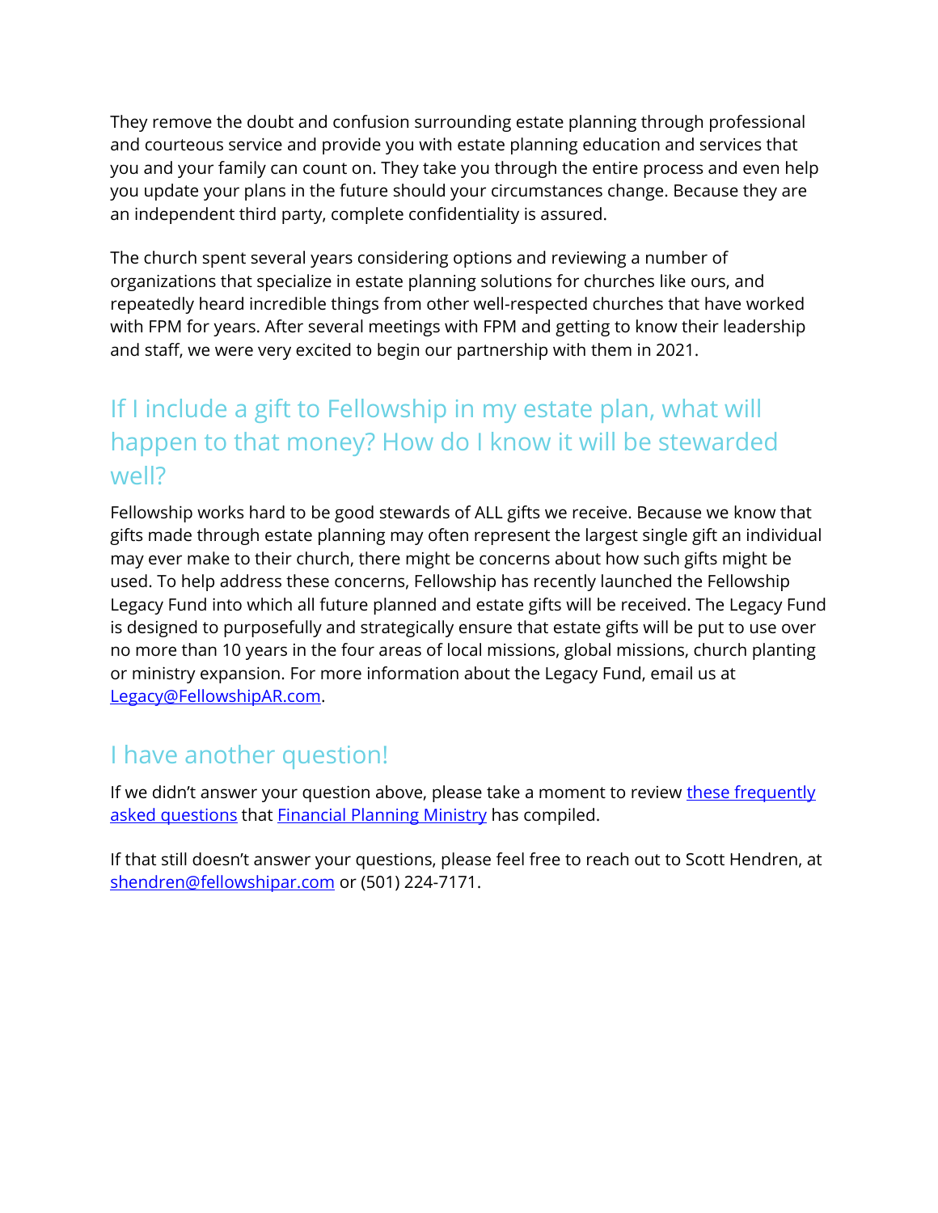They remove the doubt and confusion surrounding estate planning through professional and courteous service and provide you with estate planning education and services that you and your family can count on. They take you through the entire process and even help you update your plans in the future should your circumstances change. Because they are an independent third party, complete confidentiality is assured.

The church spent several years considering options and reviewing a number of organizations that specialize in estate planning solutions for churches like ours, and repeatedly heard incredible things from other well-respected churches that have worked with FPM for years. After several meetings with FPM and getting to know their leadership and staff, we were very excited to begin our partnership with them in 2021.

## If I include a gift to Fellowship in my estate plan, what will happen to that money? How do I know it will be stewarded well?

Fellowship works hard to be good stewards of ALL gifts we receive. Because we know that gifts made through estate planning may often represent the largest single gift an individual may ever make to their church, there might be concerns about how such gifts might be used. To help address these concerns, Fellowship has recently launched the Fellowship Legacy Fund into which all future planned and estate gifts will be received. The Legacy Fund is designed to purposefully and strategically ensure that estate gifts will be put to use over no more than 10 years in the four areas of local missions, global missions, church planting or ministry expansion. For more information about the Legacy Fund, email us at [Legacy@FellowshipAR.com](mailto:Legacy@FellowshipAR.com).

## I have another question!

If we didn't answer your question above, please take a moment to review [these frequently asked questions]() that [Financial Planning Ministry]() has compiled.

If that still doesn't answer your questions, please feel free to reach out to Scott Hendren, at [shendren@fellowshipar.com](mailto:shendren@fellowshipar.com) or (501) 224-7171.